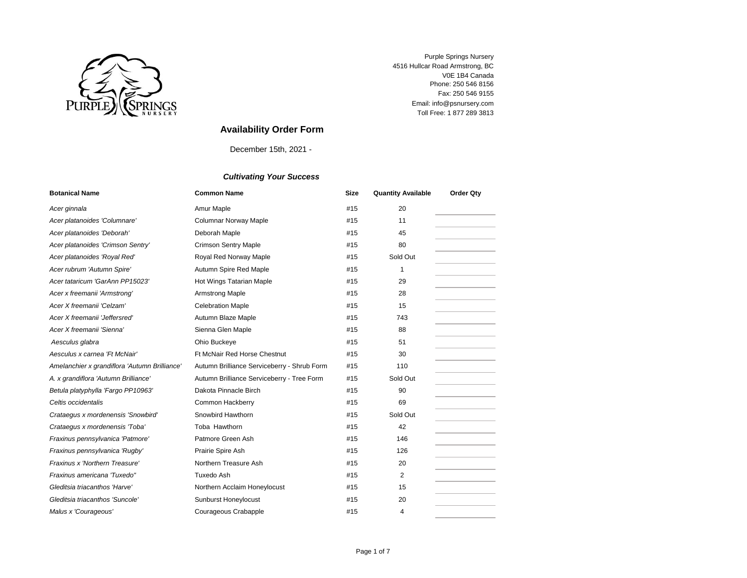Purple Springs Nursery
4516 Hullcar Road Armstrong, BC
V0E 1B4 Canada
Phone: 250 546 8156
Fax: 250 546 9155
Email: info@psnursery.com
Toll Free: 1 877 289 3813

# Availability Order Form

December 15th, 2021 -

***Cultivating Your Success***

| Botanical Name | Common Name | Size | Quantity Available | Order Qty |
|---|---|---|---|---|
| *Acer ginnala* | Amur Maple | #15 | 20 | |
| *Acer platanoides 'Columnare'* | Columnar Norway Maple | #15 | 11 | |
| *Acer platanoides 'Deborah'* | Deborah Maple | #15 | 45 | |
| *Acer platanoides 'Crimson Sentry'* | Crimson Sentry Maple | #15 | 80 | |
| *Acer platanoides 'Royal Red'* | Royal Red Norway Maple | #15 | Sold Out | |
| *Acer rubrum 'Autumn Spire'* | Autumn Spire Red Maple | #15 | 1 | |
| *Acer tataricum 'GarAnn PP15023'* | Hot Wings Tatarian Maple | #15 | 29 | |
| *Acer x freemanii 'Armstrong'* | Armstrong Maple | #15 | 28 | |
| *Acer X freemanii 'Celzam'* | Celebration Maple | #15 | 15 | |
| *Acer X freemanii 'Jeffersred'* | Autumn Blaze Maple | #15 | 743 | |
| *Acer X freemanii 'Sienna'* | Sienna Glen Maple | #15 | 88 | |
| *Aesculus glabra* | Ohio Buckeye | #15 | 51 | |
| *Aesculus x carnea 'Ft McNair'* | Ft McNair Red Horse Chestnut | #15 | 30 | |
| *Amelanchier x grandiflora 'Autumn Brilliance'* | Autumn Brilliance Serviceberry - Shrub Form | #15 | 110 | |
| *A. x grandiflora 'Autumn Brilliance'* | Autumn Brilliance Serviceberry - Tree Form | #15 | Sold Out | |
| *Betula platyphylla 'Fargo PP10963'* | Dakota Pinnacle Birch | #15 | 90 | |
| *Celtis occidentalis* | Common Hackberry | #15 | 69 | |
| *Crataegus x mordenensis 'Snowbird'* | Snowbird Hawthorn | #15 | Sold Out | |
| *Crataegus x mordenensis 'Toba'* | Toba Hawthorn | #15 | 42 | |
| *Fraxinus pennsylvanica 'Patmore'* | Patmore Green Ash | #15 | 146 | |
| *Fraxinus pennsylvanica 'Rugby'* | Prairie Spire Ash | #15 | 126 | |
| *Fraxinus x 'Northern Treasure'* | Northern Treasure Ash | #15 | 20 | |
| *Fraxinus americana 'Tuxedo''* | Tuxedo Ash | #15 | 2 | |
| *Gleditsia triacanthos 'Harve'* | Northern Acclaim Honeylocust | #15 | 15 | |
| *Gleditsia triacanthos 'Suncole'* | Sunburst Honeylocust | #15 | 20 | |
| *Malus x 'Courageous'* | Courageous Crabapple | #15 | 4 | |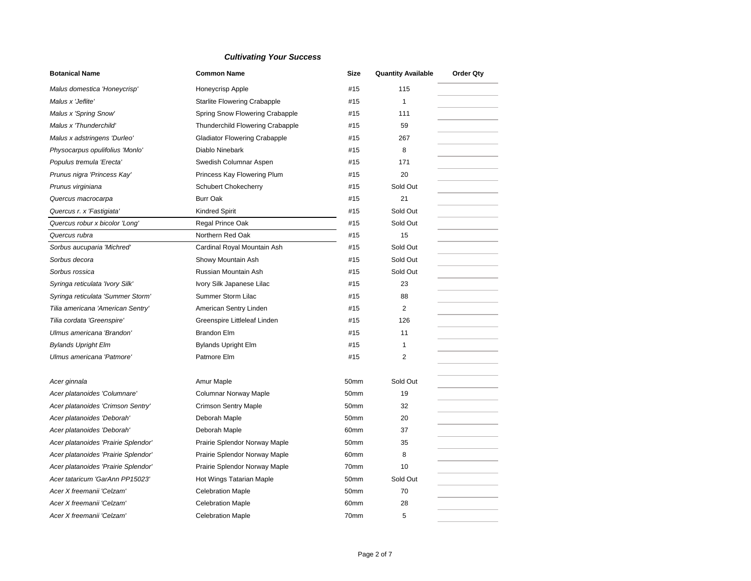***Cultivating Your Success***

| Botanical Name | Common Name | Size | Quantity Available | Order Qty |
|---|---|---|---|---|
| *Malus domestica 'Honeycrisp'* | Honeycrisp Apple | #15 | 115 | |
| *Malus x 'Jeflite'* | Starlite Flowering Crabapple | #15 | 1 | |
| *Malus x 'Spring Snow'* | Spring Snow Flowering Crabapple | #15 | 111 | |
| *Malus x 'Thunderchild'* | Thunderchild Flowering Crabapple | #15 | 59 | |
| *Malus x adstringens 'Durleo'* | Gladiator Flowering Crabapple | #15 | 267 | |
| *Physocarpus opulifolius 'Monlo'* | Diablo Ninebark | #15 | 8 | |
| *Populus tremula 'Erecta'* | Swedish Columnar Aspen | #15 | 171 | |
| *Prunus nigra 'Princess Kay'* | Princess Kay Flowering Plum | #15 | 20 | |
| *Prunus virginiana* | Schubert Chokecherry | #15 | Sold Out | |
| *Quercus macrocarpa* | Burr Oak | #15 | 21 | |
| *Quercus r. x 'Fastigiata'* | Kindred Spirit | #15 | Sold Out | |
| *Quercus robur x bicolor 'Long'* | Regal Prince Oak | #15 | Sold Out | |
| *Quercus rubra* | Northern Red Oak | #15 | 15 | |
| *Sorbus aucuparia 'Michred'* | Cardinal Royal Mountain Ash | #15 | Sold Out | |
| *Sorbus decora* | Showy Mountain Ash | #15 | Sold Out | |
| *Sorbus rossica* | Russian Mountain Ash | #15 | Sold Out | |
| *Syringa reticulata 'Ivory Silk'* | Ivory Silk Japanese Lilac | #15 | 23 | |
| *Syringa reticulata 'Summer Storm'* | Summer Storm Lilac | #15 | 88 | |
| *Tilia americana 'American Sentry'* | American Sentry Linden | #15 | 2 | |
| *Tilia cordata 'Greenspire'* | Greenspire Littleleaf Linden | #15 | 126 | |
| *Ulmus americana 'Brandon'* | Brandon Elm | #15 | 11 | |
| *Bylands Upright Elm* | Bylands Upright Elm | #15 | 1 | |
| *Ulmus americana 'Patmore'* | Patmore Elm | #15 | 2 | |
| | | | | |
| *Acer ginnala* | Amur Maple | 50mm | Sold Out | |
| *Acer platanoides 'Columnare'* | Columnar Norway Maple | 50mm | 19 | |
| *Acer platanoides 'Crimson Sentry'* | Crimson Sentry Maple | 50mm | 32 | |
| *Acer platanoides 'Deborah'* | Deborah Maple | 50mm | 20 | |
| *Acer platanoides 'Deborah'* | Deborah Maple | 60mm | 37 | |
| *Acer platanoides 'Prairie Splendor'* | Prairie Splendor Norway Maple | 50mm | 35 | |
| *Acer platanoides 'Prairie Splendor'* | Prairie Splendor Norway Maple | 60mm | 8 | |
| *Acer platanoides 'Prairie Splendor'* | Prairie Splendor Norway Maple | 70mm | 10 | |
| *Acer tataricum 'GarAnn PP15023'* | Hot Wings Tatarian Maple | 50mm | Sold Out | |
| *Acer X freemanii 'Celzam'* | Celebration Maple | 50mm | 70 | |
| *Acer X freemanii 'Celzam'* | Celebration Maple | 60mm | 28 | |
| *Acer X freemanii 'Celzam'* | Celebration Maple | 70mm | 5 | |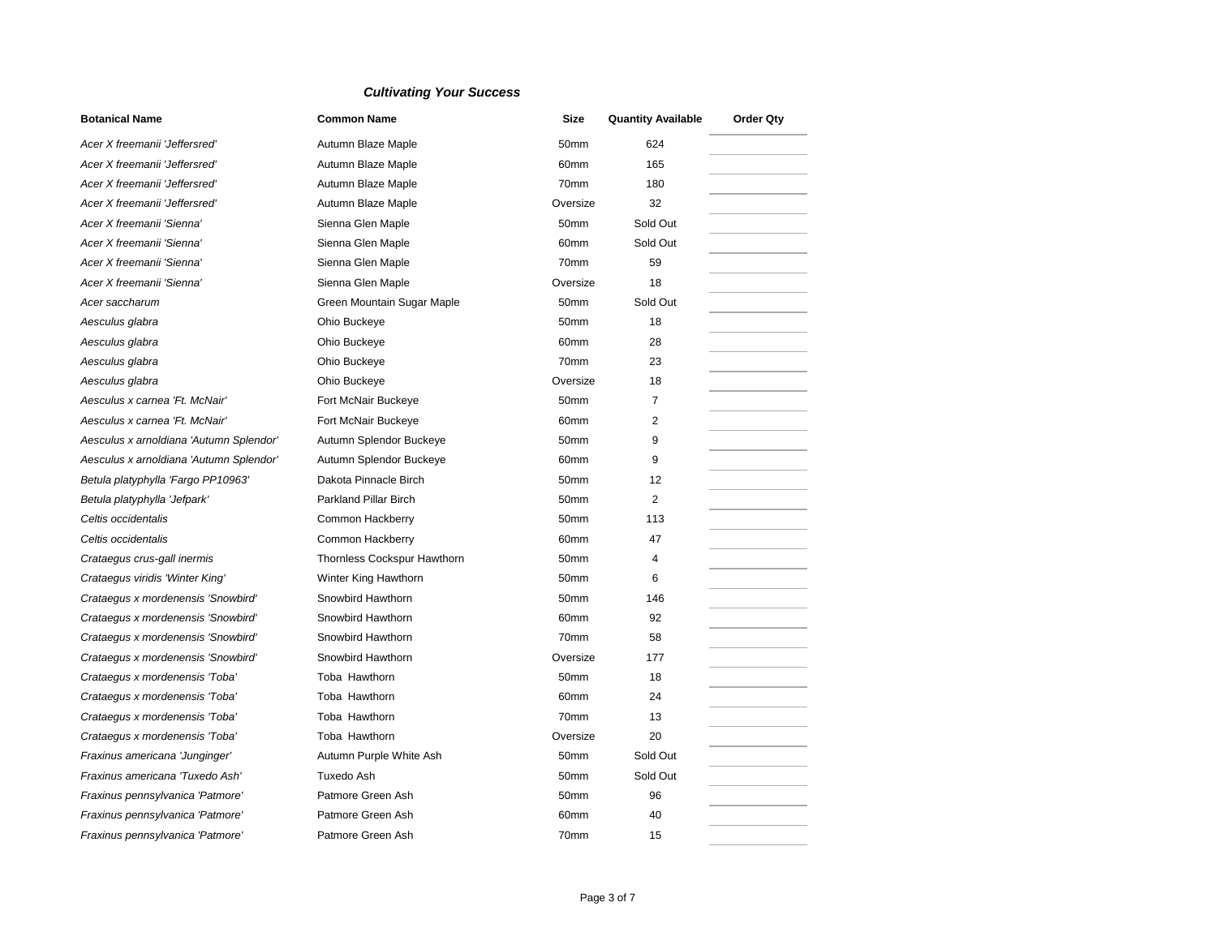***Cultivating Your Success***

| Botanical Name | Common Name | Size | Quantity Available | Order Qty |
|---|---|---|---|---|
| *Acer X freemanii 'Jeffersred'* | Autumn Blaze Maple | 50mm | 624 | |
| *Acer X freemanii 'Jeffersred'* | Autumn Blaze Maple | 60mm | 165 | |
| *Acer X freemanii 'Jeffersred'* | Autumn Blaze Maple | 70mm | 180 | |
| *Acer X freemanii 'Jeffersred'* | Autumn Blaze Maple | Oversize | 32 | |
| *Acer X freemanii 'Sienna'* | Sienna Glen Maple | 50mm | Sold Out | |
| *Acer X freemanii 'Sienna'* | Sienna Glen Maple | 60mm | Sold Out | |
| *Acer X freemanii 'Sienna'* | Sienna Glen Maple | 70mm | 59 | |
| *Acer X freemanii 'Sienna'* | Sienna Glen Maple | Oversize | 18 | |
| *Acer saccharum* | Green Mountain Sugar Maple | 50mm | Sold Out | |
| *Aesculus glabra* | Ohio Buckeye | 50mm | 18 | |
| *Aesculus glabra* | Ohio Buckeye | 60mm | 28 | |
| *Aesculus glabra* | Ohio Buckeye | 70mm | 23 | |
| *Aesculus glabra* | Ohio Buckeye | Oversize | 18 | |
| *Aesculus x carnea 'Ft. McNair'* | Fort McNair Buckeye | 50mm | 7 | |
| *Aesculus x carnea 'Ft. McNair'* | Fort McNair Buckeye | 60mm | 2 | |
| *Aesculus x arnoldiana 'Autumn Splendor'* | Autumn Splendor Buckeye | 50mm | 9 | |
| *Aesculus x arnoldiana 'Autumn Splendor'* | Autumn Splendor Buckeye | 60mm | 9 | |
| *Betula platyphylla 'Fargo PP10963'* | Dakota Pinnacle Birch | 50mm | 12 | |
| *Betula platyphylla 'Jefpark'* | Parkland Pillar Birch | 50mm | 2 | |
| *Celtis occidentalis* | Common Hackberry | 50mm | 113 | |
| *Celtis occidentalis* | Common Hackberry | 60mm | 47 | |
| *Crataegus crus-gall inermis* | Thornless Cockspur Hawthorn | 50mm | 4 | |
| *Crataegus viridis 'Winter King'* | Winter King Hawthorn | 50mm | 6 | |
| *Crataegus x mordenensis 'Snowbird'* | Snowbird Hawthorn | 50mm | 146 | |
| *Crataegus x mordenensis 'Snowbird'* | Snowbird Hawthorn | 60mm | 92 | |
| *Crataegus x mordenensis 'Snowbird'* | Snowbird Hawthorn | 70mm | 58 | |
| *Crataegus x mordenensis 'Snowbird'* | Snowbird Hawthorn | Oversize | 177 | |
| *Crataegus x mordenensis 'Toba'* | Toba Hawthorn | 50mm | 18 | |
| *Crataegus x mordenensis 'Toba'* | Toba Hawthorn | 60mm | 24 | |
| *Crataegus x mordenensis 'Toba'* | Toba Hawthorn | 70mm | 13 | |
| *Crataegus x mordenensis 'Toba'* | Toba Hawthorn | Oversize | 20 | |
| *Fraxinus americana 'Junginger'* | Autumn Purple White Ash | 50mm | Sold Out | |
| *Fraxinus americana 'Tuxedo Ash'* | Tuxedo Ash | 50mm | Sold Out | |
| *Fraxinus pennsylvanica 'Patmore'* | Patmore Green Ash | 50mm | 96 | |
| *Fraxinus pennsylvanica 'Patmore'* | Patmore Green Ash | 60mm | 40 | |
| *Fraxinus pennsylvanica 'Patmore'* | Patmore Green Ash | 70mm | 15 | |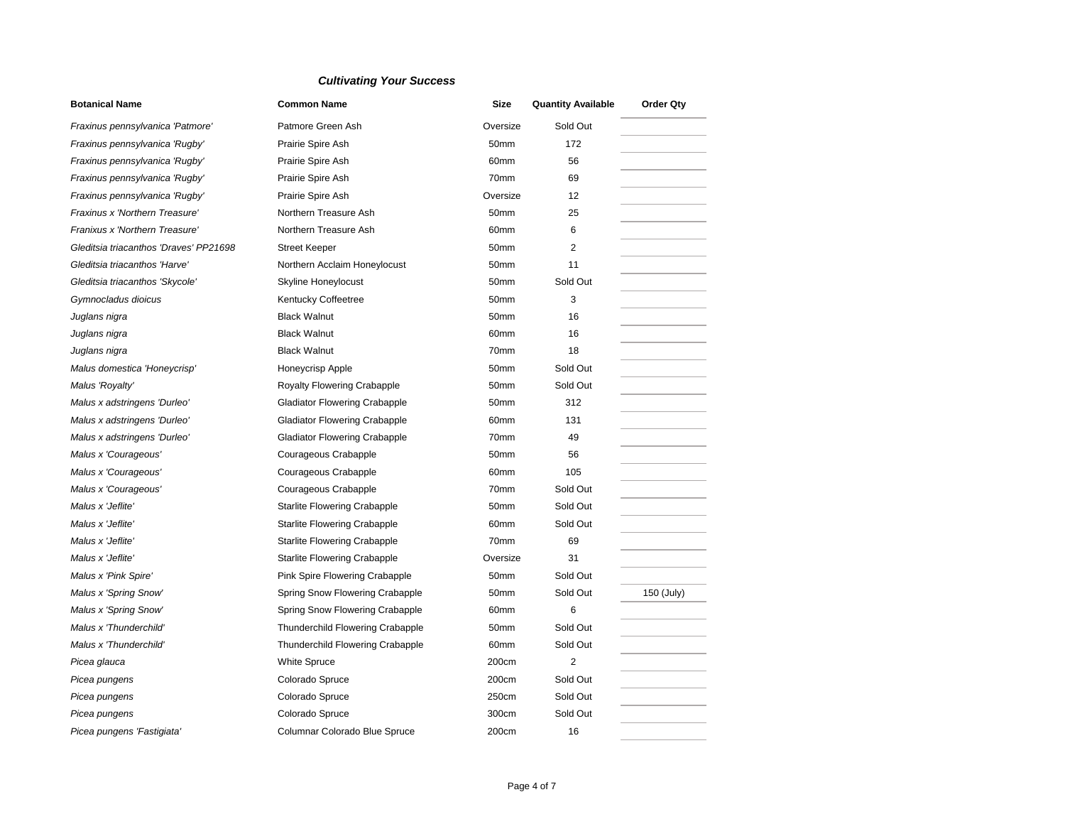***Cultivating Your Success***

| Botanical Name | Common Name | Size | Quantity Available | Order Qty |
|---|---|---|---|---|
| *Fraxinus pennsylvanica 'Patmore'* | Patmore Green Ash | Oversize | Sold Out | |
| *Fraxinus pennsylvanica 'Rugby'* | Prairie Spire Ash | 50mm | 172 | |
| *Fraxinus pennsylvanica 'Rugby'* | Prairie Spire Ash | 60mm | 56 | |
| *Fraxinus pennsylvanica 'Rugby'* | Prairie Spire Ash | 70mm | 69 | |
| *Fraxinus pennsylvanica 'Rugby'* | Prairie Spire Ash | Oversize | 12 | |
| *Fraxinus x 'Northern Treasure'* | Northern Treasure Ash | 50mm | 25 | |
| *Franixus x 'Northern Treasure'* | Northern Treasure Ash | 60mm | 6 | |
| *Gleditsia triacanthos 'Draves' PP21698* | Street Keeper | 50mm | 2 | |
| *Gleditsia triacanthos 'Harve'* | Northern Acclaim Honeylocust | 50mm | 11 | |
| *Gleditsia triacanthos 'Skycole'* | Skyline Honeylocust | 50mm | Sold Out | |
| *Gymnocladus dioicus* | Kentucky Coffeetree | 50mm | 3 | |
| *Juglans nigra* | Black Walnut | 50mm | 16 | |
| *Juglans nigra* | Black Walnut | 60mm | 16 | |
| *Juglans nigra* | Black Walnut | 70mm | 18 | |
| *Malus domestica 'Honeycrisp'* | Honeycrisp Apple | 50mm | Sold Out | |
| *Malus 'Royalty'* | Royalty Flowering Crabapple | 50mm | Sold Out | |
| *Malus x adstringens 'Durleo'* | Gladiator Flowering Crabapple | 50mm | 312 | |
| *Malus x adstringens 'Durleo'* | Gladiator Flowering Crabapple | 60mm | 131 | |
| *Malus x adstringens 'Durleo'* | Gladiator Flowering Crabapple | 70mm | 49 | |
| *Malus x 'Courageous'* | Courageous Crabapple | 50mm | 56 | |
| *Malus x 'Courageous'* | Courageous Crabapple | 60mm | 105 | |
| *Malus x 'Courageous'* | Courageous Crabapple | 70mm | Sold Out | |
| *Malus x 'Jeflite'* | Starlite Flowering Crabapple | 50mm | Sold Out | |
| *Malus x 'Jeflite'* | Starlite Flowering Crabapple | 60mm | Sold Out | |
| *Malus x 'Jeflite'* | Starlite Flowering Crabapple | 70mm | 69 | |
| *Malus x 'Jeflite'* | Starlite Flowering Crabapple | Oversize | 31 | |
| *Malus x 'Pink Spire'* | Pink Spire Flowering Crabapple | 50mm | Sold Out | |
| *Malus x 'Spring Snow'* | Spring Snow Flowering Crabapple | 50mm | Sold Out | 150 (July) |
| *Malus x 'Spring Snow'* | Spring Snow Flowering Crabapple | 60mm | 6 | |
| *Malus x 'Thunderchild'* | Thunderchild Flowering Crabapple | 50mm | Sold Out | |
| *Malus x 'Thunderchild'* | Thunderchild Flowering Crabapple | 60mm | Sold Out | |
| *Picea glauca* | White Spruce | 200cm | 2 | |
| *Picea pungens* | Colorado Spruce | 200cm | Sold Out | |
| *Picea pungens* | Colorado Spruce | 250cm | Sold Out | |
| *Picea pungens* | Colorado Spruce | 300cm | Sold Out | |
| *Picea pungens 'Fastigiata'* | Columnar Colorado Blue Spruce | 200cm | 16 | |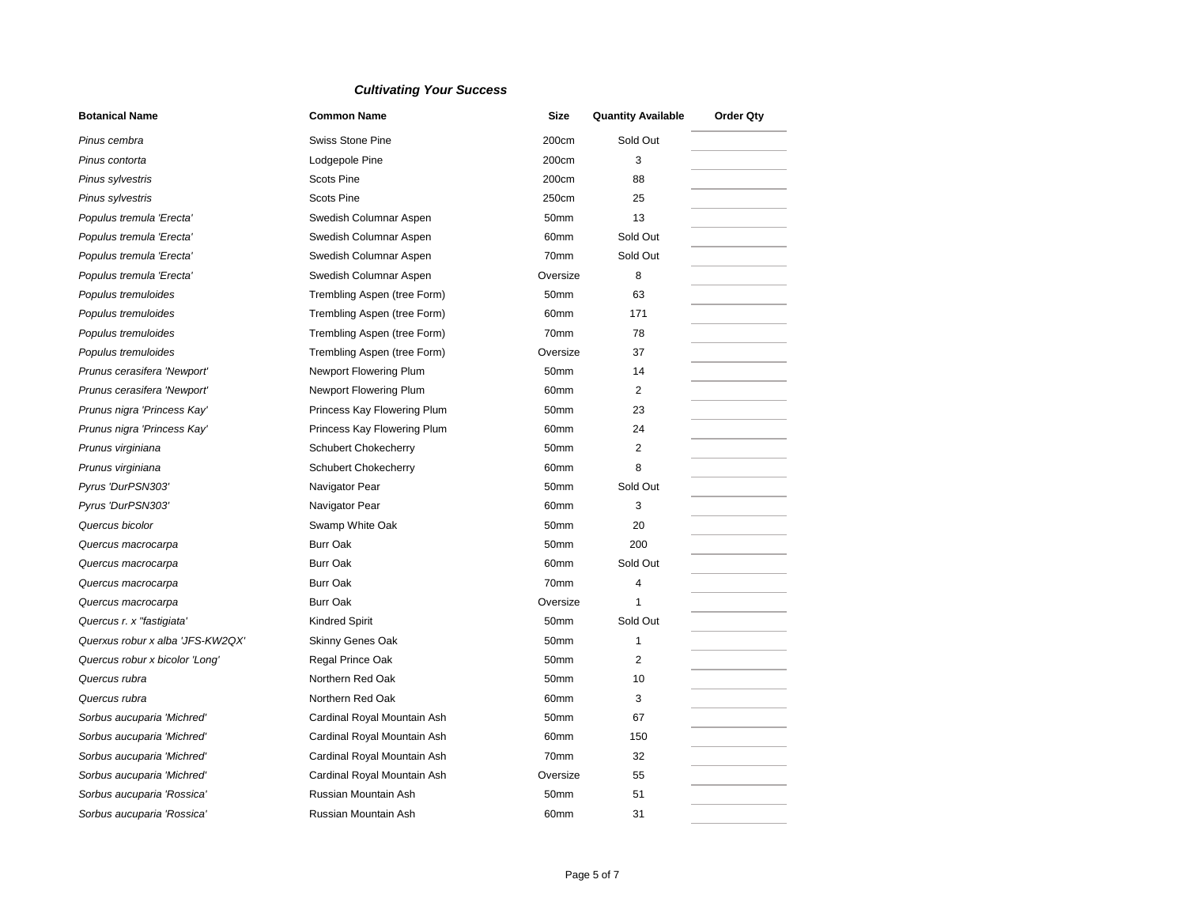***Cultivating Your Success***

| Botanical Name | Common Name | Size | Quantity Available | Order Qty |
|---|---|---|---|---|
| *Pinus cembra* | Swiss Stone Pine | 200cm | Sold Out | |
| *Pinus contorta* | Lodgepole Pine | 200cm | 3 | |
| *Pinus sylvestris* | Scots Pine | 200cm | 88 | |
| *Pinus sylvestris* | Scots Pine | 250cm | 25 | |
| *Populus tremula 'Erecta'* | Swedish Columnar Aspen | 50mm | 13 | |
| *Populus tremula 'Erecta'* | Swedish Columnar Aspen | 60mm | Sold Out | |
| *Populus tremula 'Erecta'* | Swedish Columnar Aspen | 70mm | Sold Out | |
| *Populus tremula 'Erecta'* | Swedish Columnar Aspen | Oversize | 8 | |
| *Populus tremuloides* | Trembling Aspen (tree Form) | 50mm | 63 | |
| *Populus tremuloides* | Trembling Aspen (tree Form) | 60mm | 171 | |
| *Populus tremuloides* | Trembling Aspen (tree Form) | 70mm | 78 | |
| *Populus tremuloides* | Trembling Aspen (tree Form) | Oversize | 37 | |
| *Prunus cerasifera 'Newport'* | Newport Flowering Plum | 50mm | 14 | |
| *Prunus cerasifera 'Newport'* | Newport Flowering Plum | 60mm | 2 | |
| *Prunus nigra 'Princess Kay'* | Princess Kay Flowering Plum | 50mm | 23 | |
| *Prunus nigra 'Princess Kay'* | Princess Kay Flowering Plum | 60mm | 24 | |
| *Prunus virginiana* | Schubert Chokecherry | 50mm | 2 | |
| *Prunus virginiana* | Schubert Chokecherry | 60mm | 8 | |
| *Pyrus 'DurPSN303'* | Navigator Pear | 50mm | Sold Out | |
| *Pyrus 'DurPSN303'* | Navigator Pear | 60mm | 3 | |
| *Quercus bicolor* | Swamp White Oak | 50mm | 20 | |
| *Quercus macrocarpa* | Burr Oak | 50mm | 200 | |
| *Quercus macrocarpa* | Burr Oak | 60mm | Sold Out | |
| *Quercus macrocarpa* | Burr Oak | 70mm | 4 | |
| *Quercus macrocarpa* | Burr Oak | Oversize | 1 | |
| *Quercus r. x "fastigiata'* | Kindred Spirit | 50mm | Sold Out | |
| *Querxus robur x alba 'JFS-KW2QX'* | Skinny Genes Oak | 50mm | 1 | |
| *Quercus robur x bicolor 'Long'* | Regal Prince Oak | 50mm | 2 | |
| *Quercus rubra* | Northern Red Oak | 50mm | 10 | |
| *Quercus rubra* | Northern Red Oak | 60mm | 3 | |
| *Sorbus aucuparia 'Michred'* | Cardinal Royal Mountain Ash | 50mm | 67 | |
| *Sorbus aucuparia 'Michred'* | Cardinal Royal Mountain Ash | 60mm | 150 | |
| *Sorbus aucuparia 'Michred'* | Cardinal Royal Mountain Ash | 70mm | 32 | |
| *Sorbus aucuparia 'Michred'* | Cardinal Royal Mountain Ash | Oversize | 55 | |
| *Sorbus aucuparia 'Rossica'* | Russian Mountain Ash | 50mm | 51 | |
| *Sorbus aucuparia 'Rossica'* | Russian Mountain Ash | 60mm | 31 | |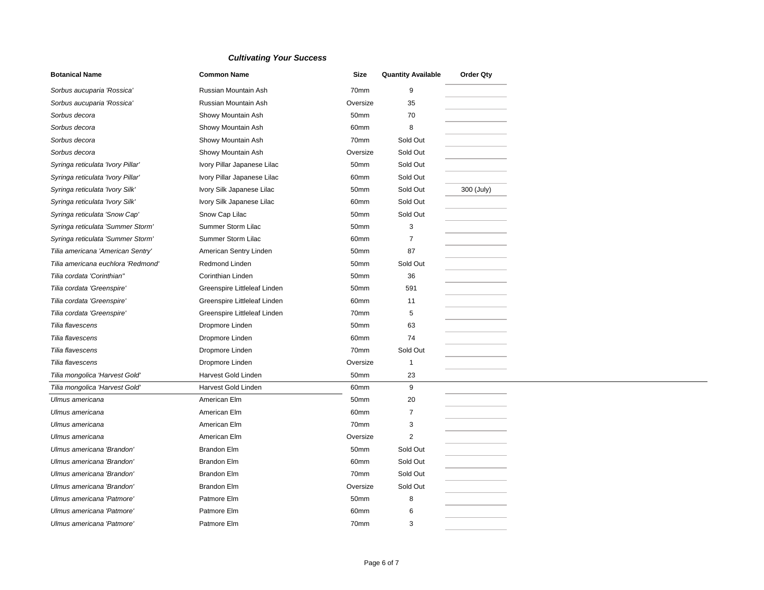***Cultivating Your Success***

| Botanical Name | Common Name | Size | Quantity Available | Order Qty |
|---|---|---|---|---|
| *Sorbus aucuparia 'Rossica'* | Russian Mountain Ash | 70mm | 9 | |
| *Sorbus aucuparia 'Rossica'* | Russian Mountain Ash | Oversize | 35 | |
| *Sorbus decora* | Showy Mountain Ash | 50mm | 70 | |
| *Sorbus decora* | Showy Mountain Ash | 60mm | 8 | |
| *Sorbus decora* | Showy Mountain Ash | 70mm | Sold Out | |
| *Sorbus decora* | Showy Mountain Ash | Oversize | Sold Out | |
| *Syringa reticulata 'Ivory Pillar'* | Ivory Pillar Japanese Lilac | 50mm | Sold Out | |
| *Syringa reticulata 'Ivory Pillar'* | Ivory Pillar Japanese Lilac | 60mm | Sold Out | |
| *Syringa reticulata 'Ivory Silk'* | Ivory Silk Japanese Lilac | 50mm | Sold Out | 300 (July) |
| *Syringa reticulata 'Ivory Silk'* | Ivory Silk Japanese Lilac | 60mm | Sold Out | |
| *Syringa reticulata 'Snow Cap'* | Snow Cap Lilac | 50mm | Sold Out | |
| *Syringa reticulata 'Summer Storm'* | Summer Storm Lilac | 50mm | 3 | |
| *Syringa reticulata 'Summer Storm'* | Summer Storm Lilac | 60mm | 7 | |
| *Tilia americana 'American Sentry'* | American Sentry Linden | 50mm | 87 | |
| *Tilia americana euchlora 'Redmond'* | Redmond Linden | 50mm | Sold Out | |
| *Tilia cordata 'Corinthian''* | Corinthian Linden | 50mm | 36 | |
| *Tilia cordata 'Greenspire'* | Greenspire Littleleaf Linden | 50mm | 591 | |
| *Tilia cordata 'Greenspire'* | Greenspire Littleleaf Linden | 60mm | 11 | |
| *Tilia cordata 'Greenspire'* | Greenspire Littleleaf Linden | 70mm | 5 | |
| *Tilia flavescens* | Dropmore Linden | 50mm | 63 | |
| *Tilia flavescens* | Dropmore Linden | 60mm | 74 | |
| *Tilia flavescens* | Dropmore Linden | 70mm | Sold Out | |
| *Tilia flavescens* | Dropmore Linden | Oversize | 1 | |
| *Tilia mongolica 'Harvest Gold'* | Harvest Gold Linden | 50mm | 23 | |
| *Tilia mongolica 'Harvest Gold'* | Harvest Gold Linden | 60mm | 9 | |
| *Ulmus americana* | American Elm | 50mm | 20 | |
| *Ulmus americana* | American Elm | 60mm | 7 | |
| *Ulmus americana* | American Elm | 70mm | 3 | |
| *Ulmus americana* | American Elm | Oversize | 2 | |
| *Ulmus americana 'Brandon'* | Brandon Elm | 50mm | Sold Out | |
| *Ulmus americana 'Brandon'* | Brandon Elm | 60mm | Sold Out | |
| *Ulmus americana 'Brandon'* | Brandon Elm | 70mm | Sold Out | |
| *Ulmus americana 'Brandon'* | Brandon Elm | Oversize | Sold Out | |
| *Ulmus americana 'Patmore'* | Patmore Elm | 50mm | 8 | |
| *Ulmus americana 'Patmore'* | Patmore Elm | 60mm | 6 | |
| *Ulmus americana 'Patmore'* | Patmore Elm | 70mm | 3 | |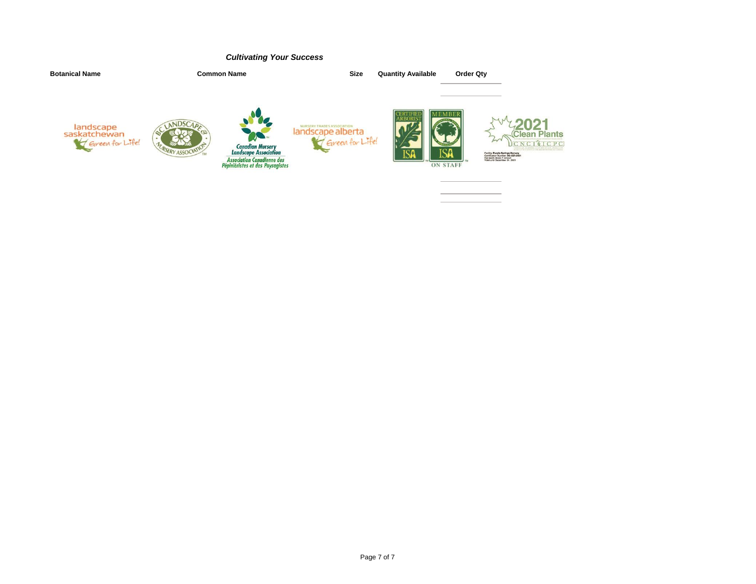***Cultivating Your Success***

| Botanical Name | Common Name | Size | Quantity Available | Order Qty |
| --- | --- | --- | --- | --- |